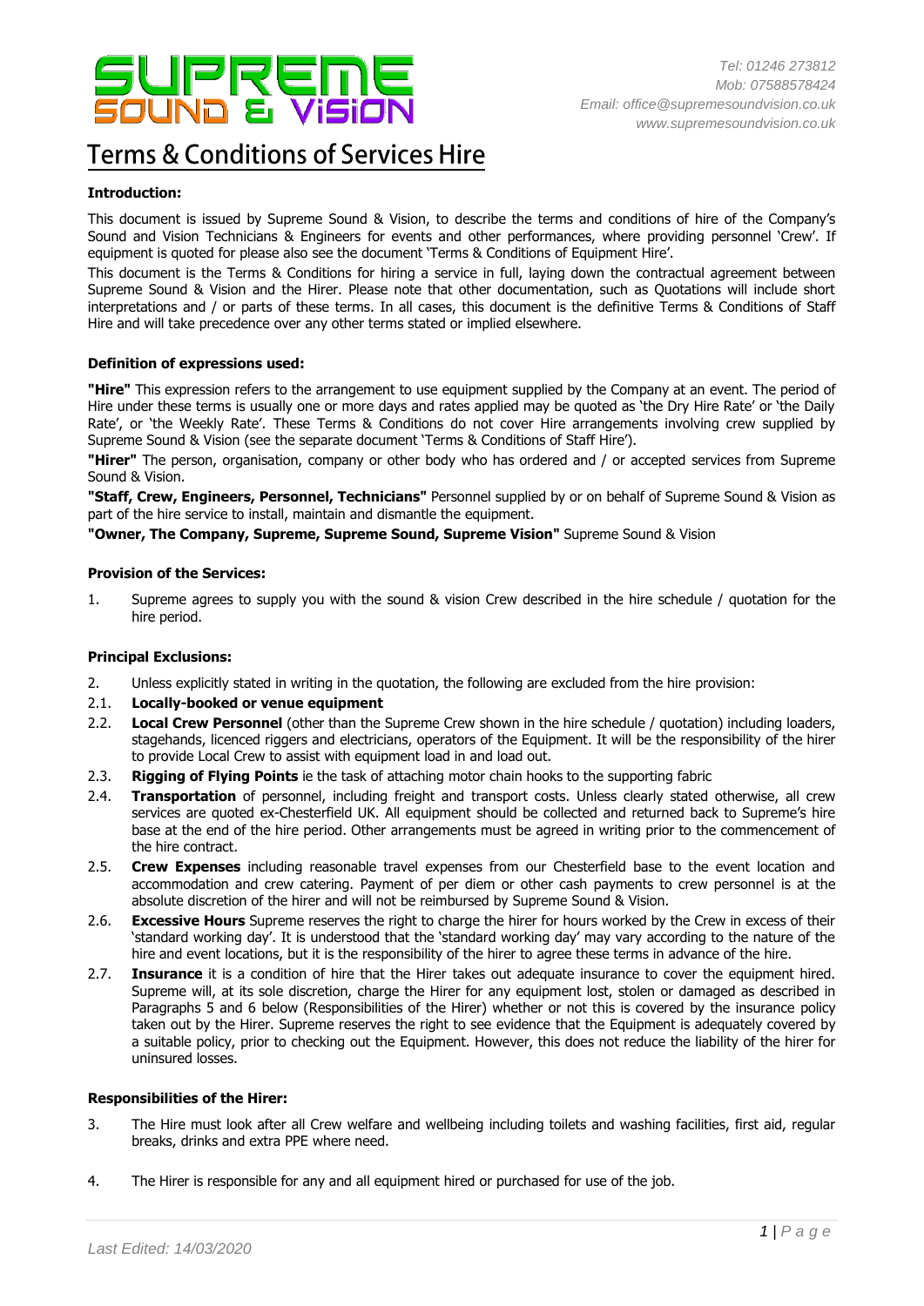# SUPREME SOUND & VISION

*Tel: 01246 273812*
*Mob: 07588578424*
*Email: office@supremesoundvision.co.uk*
*www.supremesoundvision.co.uk*

# Terms & Conditions of Services Hire

**Introduction:**

This document is issued by Supreme Sound & Vision, to describe the terms and conditions of hire of the Company's Sound and Vision Technicians & Engineers for events and other performances, where providing personnel 'Crew'. If equipment is quoted for please also see the document 'Terms & Conditions of Equipment Hire'.

This document is the Terms & Conditions for hiring a service in full, laying down the contractual agreement between Supreme Sound & Vision and the Hirer. Please note that other documentation, such as Quotations will include short interpretations and / or parts of these terms. In all cases, this document is the definitive Terms & Conditions of Staff Hire and will take precedence over any other terms stated or implied elsewhere.

**Definition of expressions used:**

**"Hire"** This expression refers to the arrangement to use equipment supplied by the Company at an event. The period of Hire under these terms is usually one or more days and rates applied may be quoted as 'the Dry Hire Rate' or 'the Daily Rate', or 'the Weekly Rate'. These Terms & Conditions do not cover Hire arrangements involving crew supplied by Supreme Sound & Vision (see the separate document 'Terms & Conditions of Staff Hire').

**"Hirer"** The person, organisation, company or other body who has ordered and / or accepted services from Supreme Sound & Vision.

**"Staff, Crew, Engineers, Personnel, Technicians"** Personnel supplied by or on behalf of Supreme Sound & Vision as part of the hire service to install, maintain and dismantle the equipment.

**"Owner, The Company, Supreme, Supreme Sound, Supreme Vision"** Supreme Sound & Vision

**Provision of the Services:**

1. Supreme agrees to supply you with the sound & vision Crew described in the hire schedule / quotation for the hire period.

**Principal Exclusions:**

2. Unless explicitly stated in writing in the quotation, the following are excluded from the hire provision:

2.1. **Locally-booked or venue equipment**

2.2. **Local Crew Personnel** (other than the Supreme Crew shown in the hire schedule / quotation) including loaders, stagehands, licenced riggers and electricians, operators of the Equipment. It will be the responsibility of the hirer to provide Local Crew to assist with equipment load in and load out.

2.3. **Rigging of Flying Points** ie the task of attaching motor chain hooks to the supporting fabric

2.4. **Transportation** of personnel, including freight and transport costs. Unless clearly stated otherwise, all crew services are quoted ex-Chesterfield UK. All equipment should be collected and returned back to Supreme's hire base at the end of the hire period. Other arrangements must be agreed in writing prior to the commencement of the hire contract.

2.5. **Crew Expenses** including reasonable travel expenses from our Chesterfield base to the event location and accommodation and crew catering. Payment of per diem or other cash payments to crew personnel is at the absolute discretion of the hirer and will not be reimbursed by Supreme Sound & Vision.

2.6. **Excessive Hours** Supreme reserves the right to charge the hirer for hours worked by the Crew in excess of their 'standard working day'. It is understood that the 'standard working day' may vary according to the nature of the hire and event locations, but it is the responsibility of the hirer to agree these terms in advance of the hire.

2.7. **Insurance** it is a condition of hire that the Hirer takes out adequate insurance to cover the equipment hired. Supreme will, at its sole discretion, charge the Hirer for any equipment lost, stolen or damaged as described in Paragraphs 5 and 6 below (Responsibilities of the Hirer) whether or not this is covered by the insurance policy taken out by the Hirer. Supreme reserves the right to see evidence that the Equipment is adequately covered by a suitable policy, prior to checking out the Equipment. However, this does not reduce the liability of the hirer for uninsured losses.

**Responsibilities of the Hirer:**

3. The Hire must look after all Crew welfare and wellbeing including toilets and washing facilities, first aid, regular breaks, drinks and extra PPE where need.

4. The Hirer is responsible for any and all equipment hired or purchased for use of the job.

*Last Edited: 14/03/2020*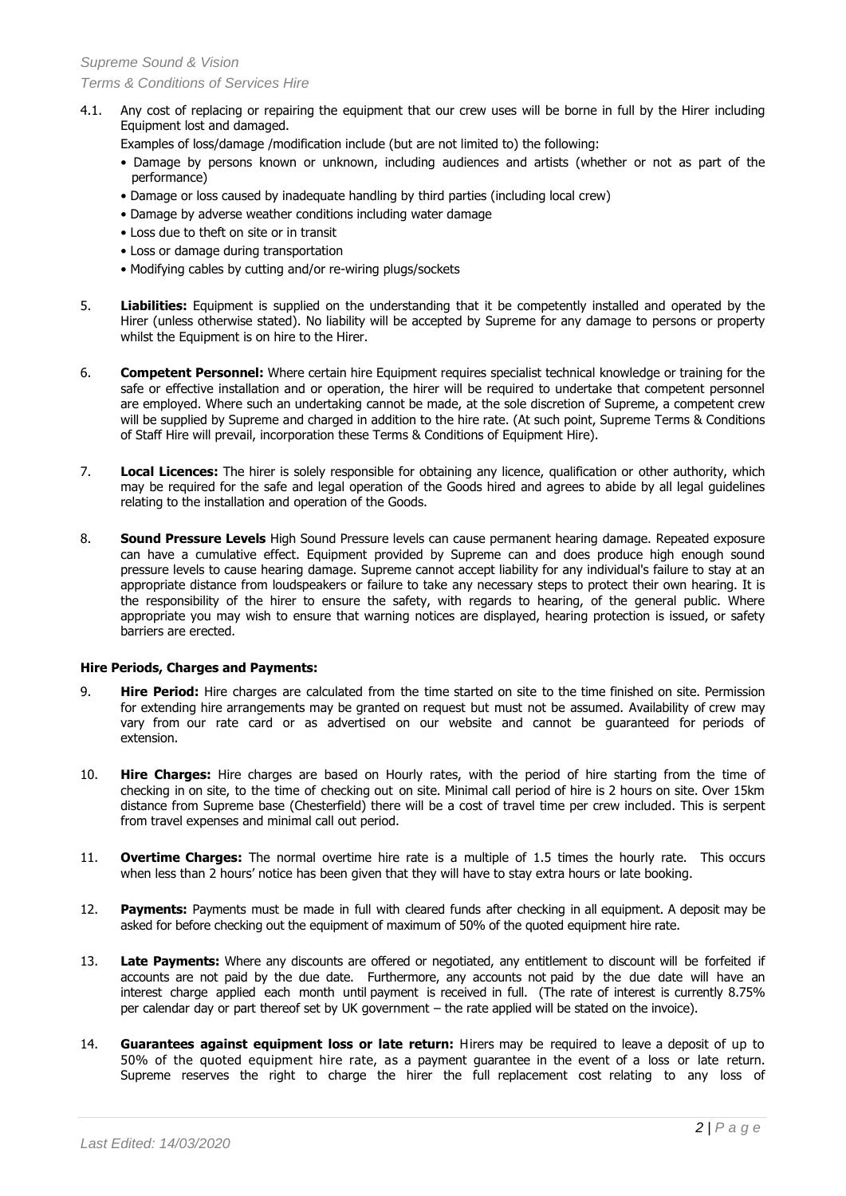4.1. Any cost of replacing or repairing the equipment that our crew uses will be borne in full by the Hirer including Equipment lost and damaged.

Examples of loss/damage /modification include (but are not limited to) the following:

- Damage by persons known or unknown, including audiences and artists (whether or not as part of the performance)
- Damage or loss caused by inadequate handling by third parties (including local crew)
- Damage by adverse weather conditions including water damage
- Loss due to theft on site or in transit
- Loss or damage during transportation
- Modifying cables by cutting and/or re-wiring plugs/sockets

5. **Liabilities:** Equipment is supplied on the understanding that it be competently installed and operated by the Hirer (unless otherwise stated). No liability will be accepted by Supreme for any damage to persons or property whilst the Equipment is on hire to the Hirer.

6. **Competent Personnel:** Where certain hire Equipment requires specialist technical knowledge or training for the safe or effective installation and or operation, the hirer will be required to undertake that competent personnel are employed. Where such an undertaking cannot be made, at the sole discretion of Supreme, a competent crew will be supplied by Supreme and charged in addition to the hire rate. (At such point, Supreme Terms & Conditions of Staff Hire will prevail, incorporation these Terms & Conditions of Equipment Hire).

7. **Local Licences:** The hirer is solely responsible for obtaining any licence, qualification or other authority, which may be required for the safe and legal operation of the Goods hired and agrees to abide by all legal guidelines relating to the installation and operation of the Goods.

8. **Sound Pressure Levels** High Sound Pressure levels can cause permanent hearing damage. Repeated exposure can have a cumulative effect. Equipment provided by Supreme can and does produce high enough sound pressure levels to cause hearing damage. Supreme cannot accept liability for any individual's failure to stay at an appropriate distance from loudspeakers or failure to take any necessary steps to protect their own hearing. It is the responsibility of the hirer to ensure the safety, with regards to hearing, of the general public. Where appropriate you may wish to ensure that warning notices are displayed, hearing protection is issued, or safety barriers are erected.

**Hire Periods, Charges and Payments:**

9. **Hire Period:** Hire charges are calculated from the time started on site to the time finished on site. Permission for extending hire arrangements may be granted on request but must not be assumed. Availability of crew may vary from our rate card or as advertised on our website and cannot be guaranteed for periods of extension.

10. **Hire Charges:** Hire charges are based on Hourly rates, with the period of hire starting from the time of checking in on site, to the time of checking out on site. Minimal call period of hire is 2 hours on site. Over 15km distance from Supreme base (Chesterfield) there will be a cost of travel time per crew included. This is serpent from travel expenses and minimal call out period.

11. **Overtime Charges:** The normal overtime hire rate is a multiple of 1.5 times the hourly rate. This occurs when less than 2 hours' notice has been given that they will have to stay extra hours or late booking.

12. **Payments:** Payments must be made in full with cleared funds after checking in all equipment. A deposit may be asked for before checking out the equipment of maximum of 50% of the quoted equipment hire rate.

13. **Late Payments:** Where any discounts are offered or negotiated, any entitlement to discount will be forfeited if accounts are not paid by the due date. Furthermore, any accounts not paid by the due date will have an interest charge applied each month until payment is received in full. (The rate of interest is currently 8.75% per calendar day or part thereof set by UK government – the rate applied will be stated on the invoice).

14. **Guarantees against equipment loss or late return:** Hirers may be required to leave a deposit of up to 50% of the quoted equipment hire rate, as a payment guarantee in the event of a loss or late return. Supreme reserves the right to charge the hirer the full replacement cost relating to any loss of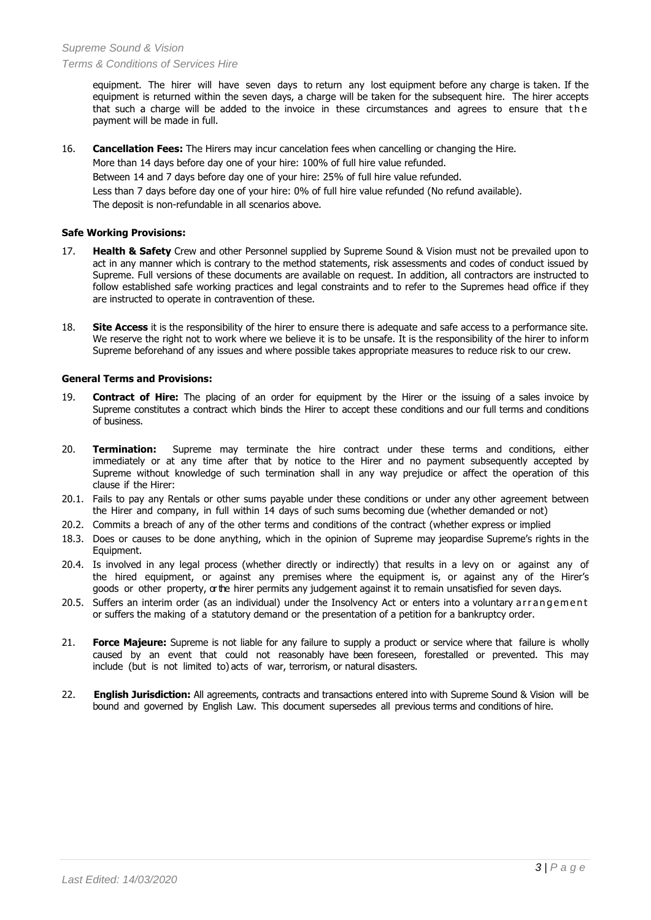equipment. The hirer will have seven days to return any lost equipment before any charge is taken. If the equipment is returned within the seven days, a charge will be taken for the subsequent hire. The hirer accepts that such a charge will be added to the invoice in these circumstances and agrees to ensure that the payment will be made in full.

16. **Cancellation Fees:** The Hirers may incur cancelation fees when cancelling or changing the Hire.
    More than 14 days before day one of your hire: 100% of full hire value refunded.
    Between 14 and 7 days before day one of your hire: 25% of full hire value refunded.
    Less than 7 days before day one of your hire: 0% of full hire value refunded (No refund available).
    The deposit is non-refundable in all scenarios above.

**Safe Working Provisions:**

17. **Health & Safety** Crew and other Personnel supplied by Supreme Sound & Vision must not be prevailed upon to act in any manner which is contrary to the method statements, risk assessments and codes of conduct issued by Supreme. Full versions of these documents are available on request. In addition, all contractors are instructed to follow established safe working practices and legal constraints and to refer to the Supremes head office if they are instructed to operate in contravention of these.

18. **Site Access** it is the responsibility of the hirer to ensure there is adequate and safe access to a performance site. We reserve the right not to work where we believe it is to be unsafe. It is the responsibility of the hirer to inform Supreme beforehand of any issues and where possible takes appropriate measures to reduce risk to our crew.

**General Terms and Provisions:**

19. **Contract of Hire:** The placing of an order for equipment by the Hirer or the issuing of a sales invoice by Supreme constitutes a contract which binds the Hirer to accept these conditions and our full terms and conditions of business.

20. **Termination:** Supreme may terminate the hire contract under these terms and conditions, either immediately or at any time after that by notice to the Hirer and no payment subsequently accepted by Supreme without knowledge of such termination shall in any way prejudice or affect the operation of this clause if the Hirer:

20.1. Fails to pay any Rentals or other sums payable under these conditions or under any other agreement between the Hirer and company, in full within 14 days of such sums becoming due (whether demanded or not)

20.2. Commits a breach of any of the other terms and conditions of the contract (whether express or implied

18.3. Does or causes to be done anything, which in the opinion of Supreme may jeopardise Supreme's rights in the Equipment.

20.4. Is involved in any legal process (whether directly or indirectly) that results in a levy on or against any of the hired equipment, or against any premises where the equipment is, or against any of the Hirer's goods or other property, or the hirer permits any judgement against it to remain unsatisfied for seven days.

20.5. Suffers an interim order (as an individual) under the Insolvency Act or enters into a voluntary arrangement or suffers the making of a statutory demand or the presentation of a petition for a bankruptcy order.

21. **Force Majeure:** Supreme is not liable for any failure to supply a product or service where that failure is wholly caused by an event that could not reasonably have been foreseen, forestalled or prevented. This may include (but is not limited to) acts of war, terrorism, or natural disasters.

22. **English Jurisdiction:** All agreements, contracts and transactions entered into with Supreme Sound & Vision will be bound and governed by English Law. This document supersedes all previous terms and conditions of hire.